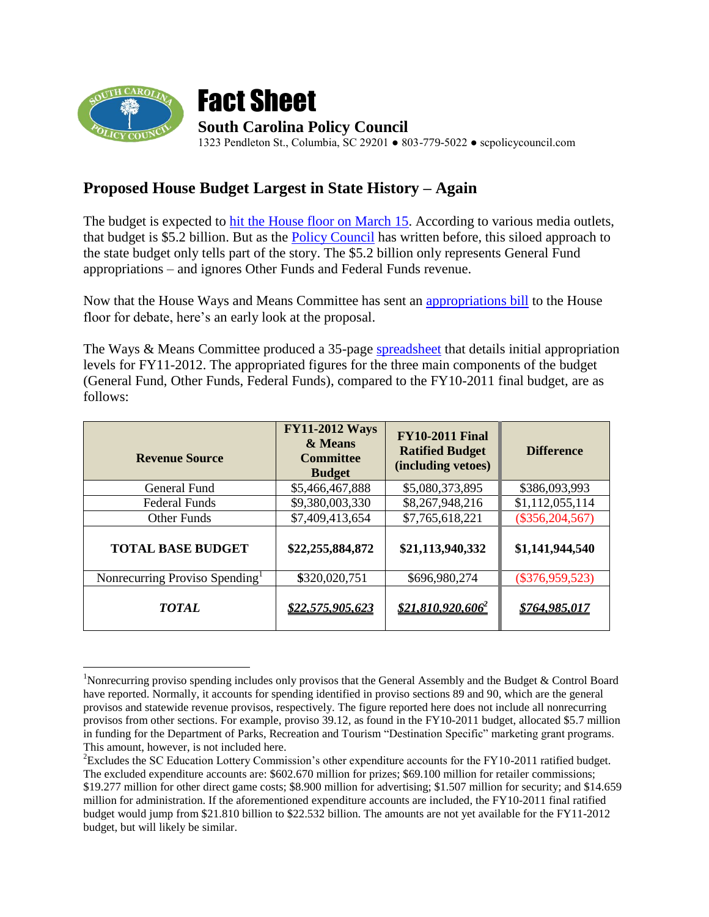# Fact Sheet

**South Carolina Policy Council**

1323 Pendleton St., Columbia, SC 29201 ● 803-779-5022 ● scpolicycouncil.com

## Proposed House Budget Largest in State History – Again

The budget is expected to hit the House floor on March 15. According to various media outlets, that budget is $5.2 billion. But as the Policy Council has written before, this siloed approach to the state budget only tells part of the story. The $5.2 billion only represents General Fund appropriations – and ignores Other Funds and Federal Funds revenue.

Now that the House Ways and Means Committee has sent an appropriations bill to the House floor for debate, here's an early look at the proposal.

The Ways & Means Committee produced a 35-page spreadsheet that details initial appropriation levels for FY11-2012. The appropriated figures for the three main components of the budget (General Fund, Other Funds, Federal Funds), compared to the FY10-2011 final budget, are as follows:

| Revenue Source | FY11-2012 Ways & Means Committee Budget | FY10-2011 Final Ratified Budget (including vetoes) | Difference |
|---|---|---|---|
| General Fund | $5,466,467,888 | $5,080,373,895 | $386,093,993 |
| Federal Funds | $9,380,003,330 | $8,267,948,216 | $1,112,055,114 |
| Other Funds | $7,409,413,654 | $7,765,618,221 | ($356,204,567) |
| **TOTAL BASE BUDGET** | **$22,255,884,872** | **$21,113,940,332** | **$1,141,944,540** |
| Nonrecurring Proviso Spending[1] | $320,020,751 | $696,980,274 | ($376,959,523) |
| ***TOTAL*** | ***$22,575,905,623*** | ***$21,810,920,606[2]*** | ***$764,985,017*** |

[1]Nonrecurring proviso spending includes only provisos that the General Assembly and the Budget & Control Board have reported. Normally, it accounts for spending identified in proviso sections 89 and 90, which are the general provisos and statewide revenue provisos, respectively. The figure reported here does not include all nonrecurring provisos from other sections. For example, proviso 39.12, as found in the FY10-2011 budget, allocated $5.7 million in funding for the Department of Parks, Recreation and Tourism "Destination Specific" marketing grant programs. This amount, however, is not included here.

[2]Excludes the SC Education Lottery Commission's other expenditure accounts for the FY10-2011 ratified budget. The excluded expenditure accounts are: $602.670 million for prizes; $69.100 million for retailer commissions; $19.277 million for other direct game costs; $8.900 million for advertising; $1.507 million for security; and $14.659 million for administration. If the aforementioned expenditure accounts are included, the FY10-2011 final ratified budget would jump from $21.810 billion to $22.532 billion. The amounts are not yet available for the FY11-2012 budget, but will likely be similar.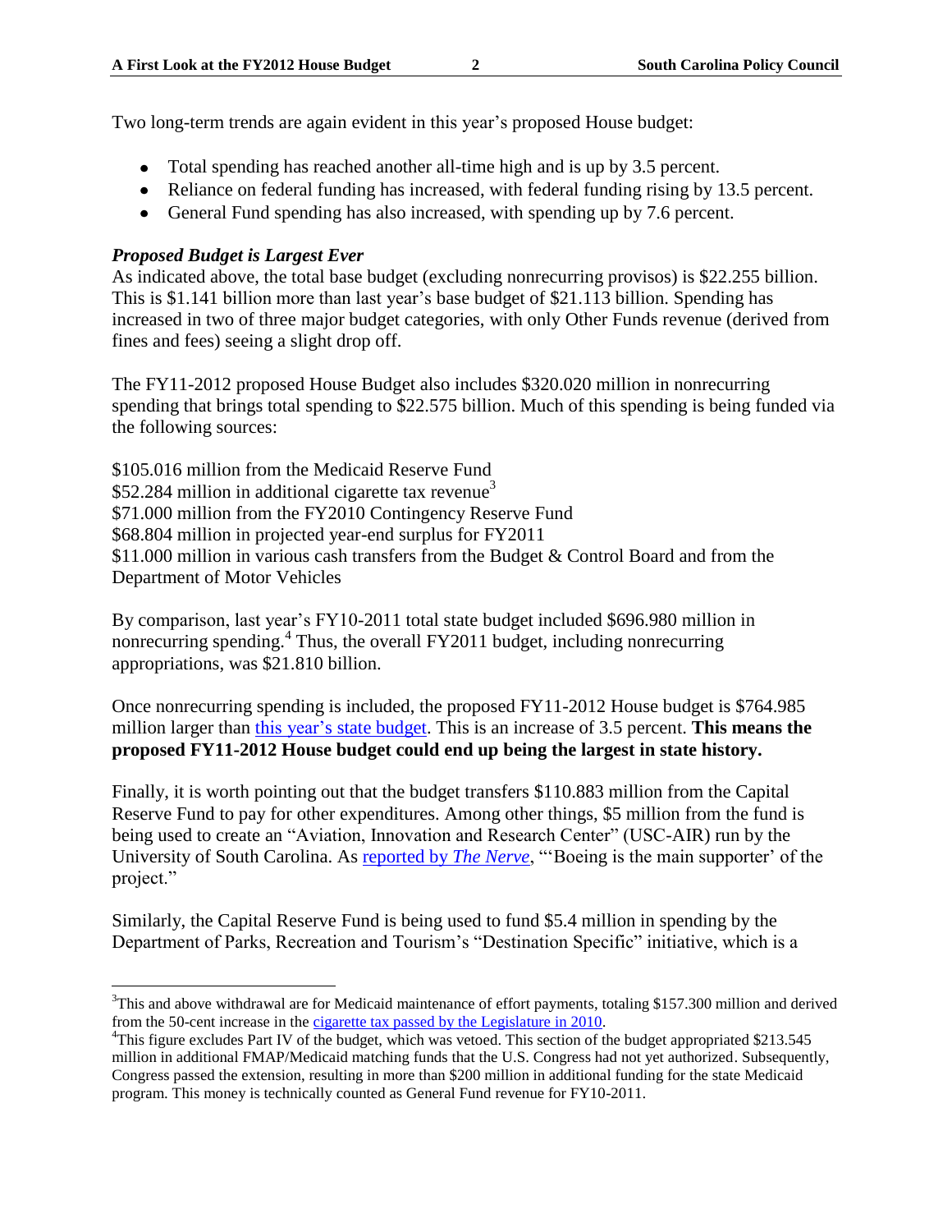Two long-term trends are again evident in this year's proposed House budget:

- Total spending has reached another all-time high and is up by 3.5 percent.
- Reliance on federal funding has increased, with federal funding rising by 13.5 percent.
- General Fund spending has also increased, with spending up by 7.6 percent.

***Proposed Budget is Largest Ever***

As indicated above, the total base budget (excluding nonrecurring provisos) is $22.255 billion. This is $1.141 billion more than last year's base budget of $21.113 billion. Spending has increased in two of three major budget categories, with only Other Funds revenue (derived from fines and fees) seeing a slight drop off.

The FY11-2012 proposed House Budget also includes $320.020 million in nonrecurring spending that brings total spending to $22.575 billion. Much of this spending is being funded via the following sources:

$105.016 million from the Medicaid Reserve Fund
$52.284 million in additional cigarette tax revenue[3]
$71.000 million from the FY2010 Contingency Reserve Fund
$68.804 million in projected year-end surplus for FY2011
$11.000 million in various cash transfers from the Budget & Control Board and from the Department of Motor Vehicles

By comparison, last year's FY10-2011 total state budget included $696.980 million in nonrecurring spending.[4] Thus, the overall FY2011 budget, including nonrecurring appropriations, was $21.810 billion.

Once nonrecurring spending is included, the proposed FY11-2012 House budget is $764.985 million larger than this year's state budget. This is an increase of 3.5 percent. **This means the proposed FY11-2012 House budget could end up being the largest in state history.**

Finally, it is worth pointing out that the budget transfers $110.883 million from the Capital Reserve Fund to pay for other expenditures. Among other things, $5 million from the fund is being used to create an "Aviation, Innovation and Research Center" (USC-AIR) run by the University of South Carolina. As reported by *The Nerve*, "'Boeing is the main supporter' of the project."

Similarly, the Capital Reserve Fund is being used to fund $5.4 million in spending by the Department of Parks, Recreation and Tourism's "Destination Specific" initiative, which is a

[3] This and above withdrawal are for Medicaid maintenance of effort payments, totaling $157.300 million and derived from the 50-cent increase in the cigarette tax passed by the Legislature in 2010.

[4] This figure excludes Part IV of the budget, which was vetoed. This section of the budget appropriated $213.545 million in additional FMAP/Medicaid matching funds that the U.S. Congress had not yet authorized. Subsequently, Congress passed the extension, resulting in more than $200 million in additional funding for the state Medicaid program. This money is technically counted as General Fund revenue for FY10-2011.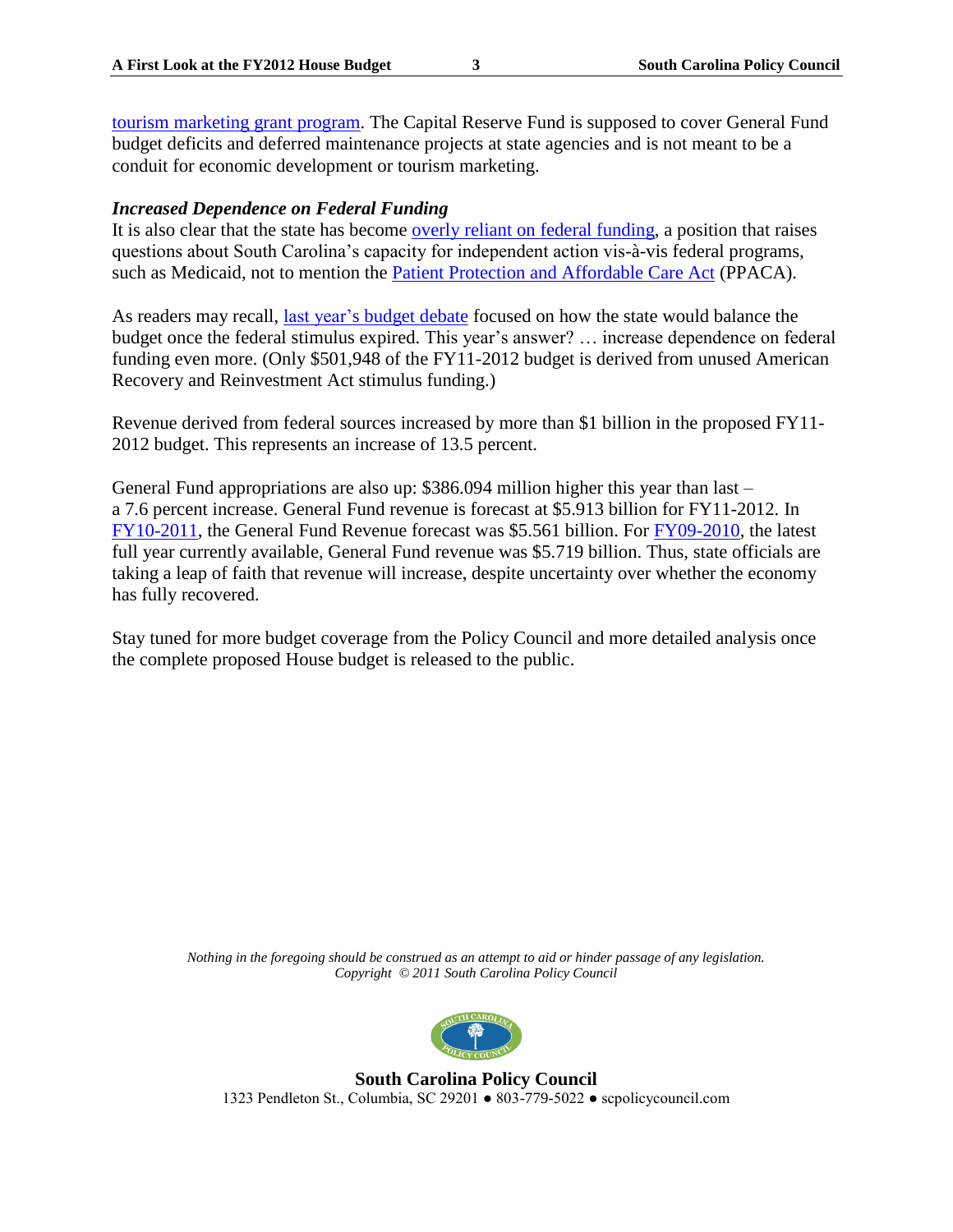tourism marketing grant program. The Capital Reserve Fund is supposed to cover General Fund budget deficits and deferred maintenance projects at state agencies and is not meant to be a conduit for economic development or tourism marketing.

***Increased Dependence on Federal Funding***

It is also clear that the state has become overly reliant on federal funding, a position that raises questions about South Carolina's capacity for independent action vis-à-vis federal programs, such as Medicaid, not to mention the Patient Protection and Affordable Care Act (PPACA).

As readers may recall, last year's budget debate focused on how the state would balance the budget once the federal stimulus expired. This year's answer? … increase dependence on federal funding even more. (Only $501,948 of the FY11-2012 budget is derived from unused American Recovery and Reinvestment Act stimulus funding.)

Revenue derived from federal sources increased by more than $1 billion in the proposed FY11-2012 budget. This represents an increase of 13.5 percent.

General Fund appropriations are also up: $386.094 million higher this year than last – a 7.6 percent increase. General Fund revenue is forecast at $5.913 billion for FY11-2012. In FY10-2011, the General Fund Revenue forecast was $5.561 billion. For FY09-2010, the latest full year currently available, General Fund revenue was $5.719 billion. Thus, state officials are taking a leap of faith that revenue will increase, despite uncertainty over whether the economy has fully recovered.

Stay tuned for more budget coverage from the Policy Council and more detailed analysis once the complete proposed House budget is released to the public.

*Nothing in the foregoing should be construed as an attempt to aid or hinder passage of any legislation.*
*Copyright © 2011 South Carolina Policy Council*

**South Carolina Policy Council**
1323 Pendleton St., Columbia, SC 29201 ● 803-779-5022 ● scpolicycouncil.com